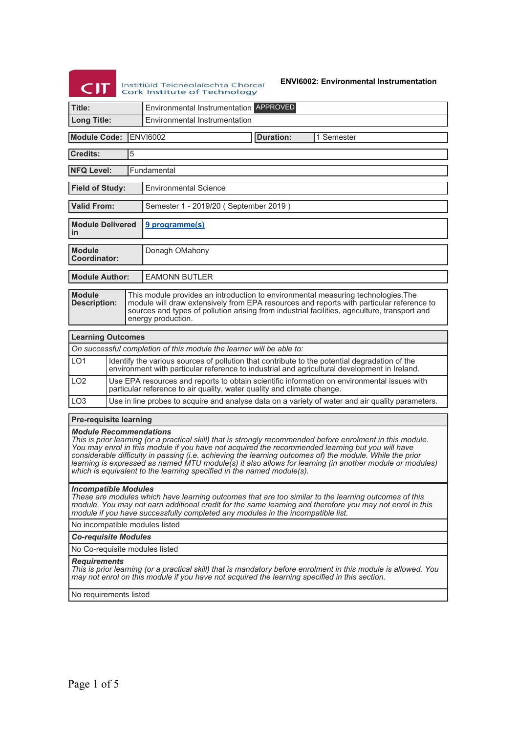Institiúid Teicneolaíochta Chorcaí
Cork Institute of Technology

**ENVI6002: Environmental Instrumentation**

| | |
|---|---|
| **Title:** | Environmental Instrumentation APPROVED |
| **Long Title:** | Environmental Instrumentation |

| | | | |
|---|---|---|---|
| **Module Code:** | ENVI6002 | **Duration:** | 1 Semester |

| | |
|---|---|
| **Credits:** | 5 |
| **NFQ Level:** | Fundamental |
| **Field of Study:** | Environmental Science |
| **Valid From:** | Semester 1 - 2019/20 ( September 2019 ) |
| **Module Delivered in** | 9 programme(s) |
| **Module Coordinator:** | Donagh OMahony |
| **Module Author:** | EAMONN BUTLER |
| **Module Description:** | This module provides an introduction to environmental measuring technologies.The module will draw extensively from EPA resources and reports with particular reference to sources and types of pollution arising from industrial facilities, agriculture, transport and energy production. |

| **Learning Outcomes** | |
|---|---|
| *On successful completion of this module the learner will be able to:* | |
| LO1 | Identify the various sources of pollution that contribute to the potential degradation of the environment with particular reference to industrial and agricultural development in Ireland. |
| LO2 | Use EPA resources and reports to obtain scientific information on environmental issues with particular reference to air quality, water quality and climate change. |
| LO3 | Use in line probes to acquire and analyse data on a variety of water and air quality parameters. |

**Pre-requisite learning**

***Module Recommendations***
*This is prior learning (or a practical skill) that is strongly recommended before enrolment in this module. You may enrol in this module if you have not acquired the recommended learning but you will have considerable difficulty in passing (i.e. achieving the learning outcomes of) the module. While the prior learning is expressed as named MTU module(s) it also allows for learning (in another module or modules) which is equivalent to the learning specified in the named module(s).*

***Incompatible Modules***
*These are modules which have learning outcomes that are too similar to the learning outcomes of this module. You may not earn additional credit for the same learning and therefore you may not enrol in this module if you have successfully completed any modules in the incompatible list.*

No incompatible modules listed

***Co-requisite Modules***

No Co-requisite modules listed

***Requirements***
*This is prior learning (or a practical skill) that is mandatory before enrolment in this module is allowed. You may not enrol on this module if you have not acquired the learning specified in this section.*

No requirements listed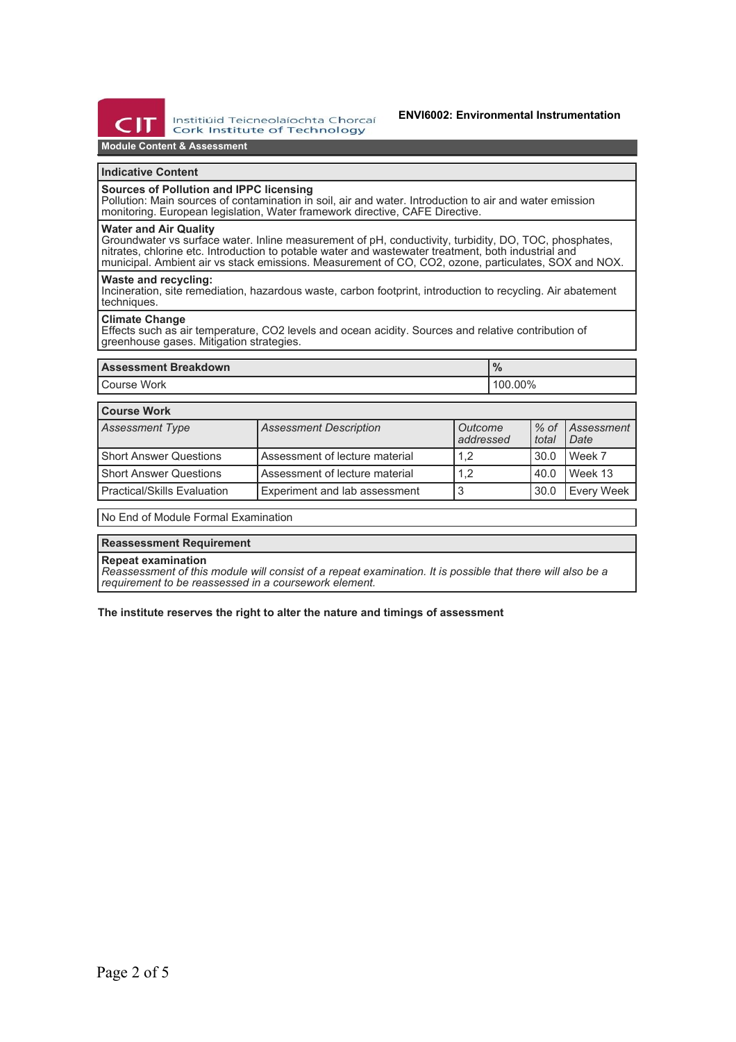## ENVI6002: Environmental Instrumentation

### Module Content & Assessment

### Indicative Content

**Sources of Pollution and IPPC licensing**
Pollution: Main sources of contamination in soil, air and water. Introduction to air and water emission monitoring. European legislation, Water framework directive, CAFE Directive.

**Water and Air Quality**
Groundwater vs surface water. Inline measurement of pH, conductivity, turbidity, DO, TOC, phosphates, nitrates, chlorine etc. Introduction to potable water and wastewater treatment, both industrial and municipal. Ambient air vs stack emissions. Measurement of CO, $CO_2$, ozone, particulates, SOX and NOX.

**Waste and recycling:**
Incineration, site remediation, hazardous waste, carbon footprint, introduction to recycling. Air abatement techniques.

**Climate Change**
Effects such as air temperature, $CO_2$ levels and ocean acidity. Sources and relative contribution of greenhouse gases. Mitigation strategies.

| Assessment Breakdown | % |
|---|---|
| Course Work | 100.00% |

**Course Work**

| *Assessment Type* | *Assessment Description* | *Outcome addressed* | *% of total* | *Assessment Date* |
|---|---|---|---|---|
| Short Answer Questions | Assessment of lecture material | 1,2 | 30.0 | Week 7 |
| Short Answer Questions | Assessment of lecture material | 1,2 | 40.0 | Week 13 |
| Practical/Skills Evaluation | Experiment and lab assessment | 3 | 30.0 | Every Week |

No End of Module Formal Examination

### Reassessment Requirement

**Repeat examination**
*Reassessment of this module will consist of a repeat examination. It is possible that there will also be a requirement to be reassessed in a coursework element.*

**The institute reserves the right to alter the nature and timings of assessment**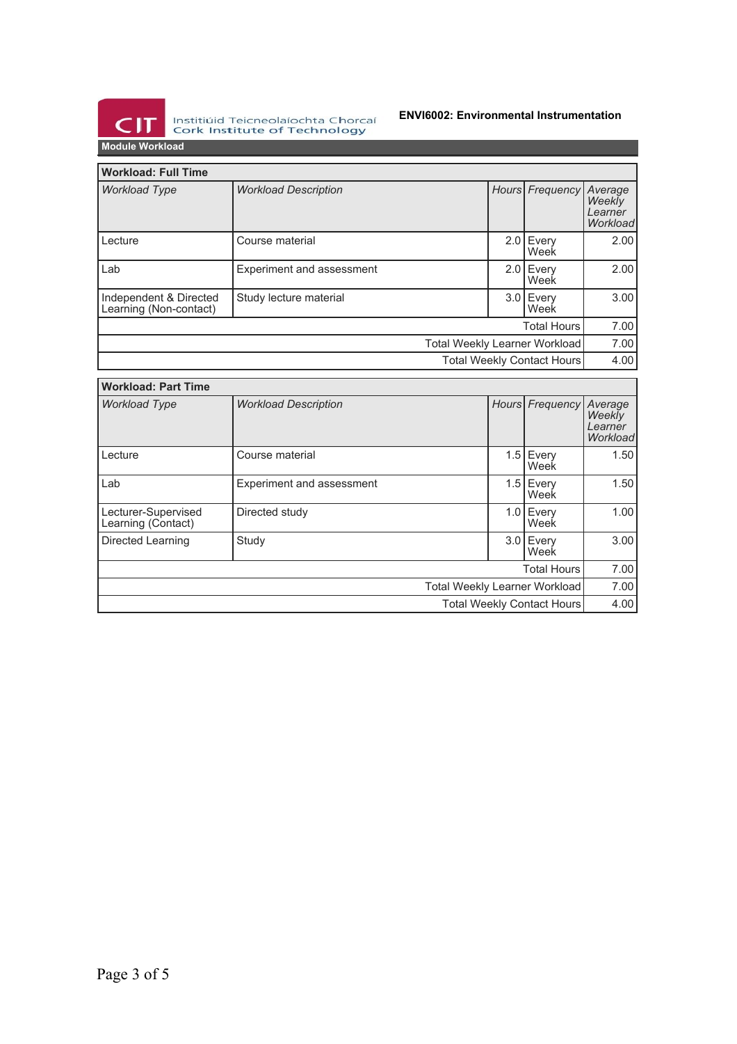## Module Workload

| Workload: Full Time | | | | |
|---|---|---|---|---|
| *Workload Type* | *Workload Description* | *Hours* | *Frequency* | *Average Weekly Learner Workload* |
| Lecture | Course material | 2.0 | Every Week | 2.00 |
| Lab | Experiment and assessment | 2.0 | Every Week | 2.00 |
| Independent & Directed Learning (Non-contact) | Study lecture material | 3.0 | Every Week | 3.00 |
| | | | Total Hours | 7.00 |
| | | | Total Weekly Learner Workload | 7.00 |
| | | | Total Weekly Contact Hours | 4.00 |

| Workload: Part Time | | | | |
|---|---|---|---|---|
| *Workload Type* | *Workload Description* | *Hours* | *Frequency* | *Average Weekly Learner Workload* |
| Lecture | Course material | 1.5 | Every Week | 1.50 |
| Lab | Experiment and assessment | 1.5 | Every Week | 1.50 |
| Lecturer-Supervised Learning (Contact) | Directed study | 1.0 | Every Week | 1.00 |
| Directed Learning | Study | 3.0 | Every Week | 3.00 |
| | | | Total Hours | 7.00 |
| | | | Total Weekly Learner Workload | 7.00 |
| | | | Total Weekly Contact Hours | 4.00 |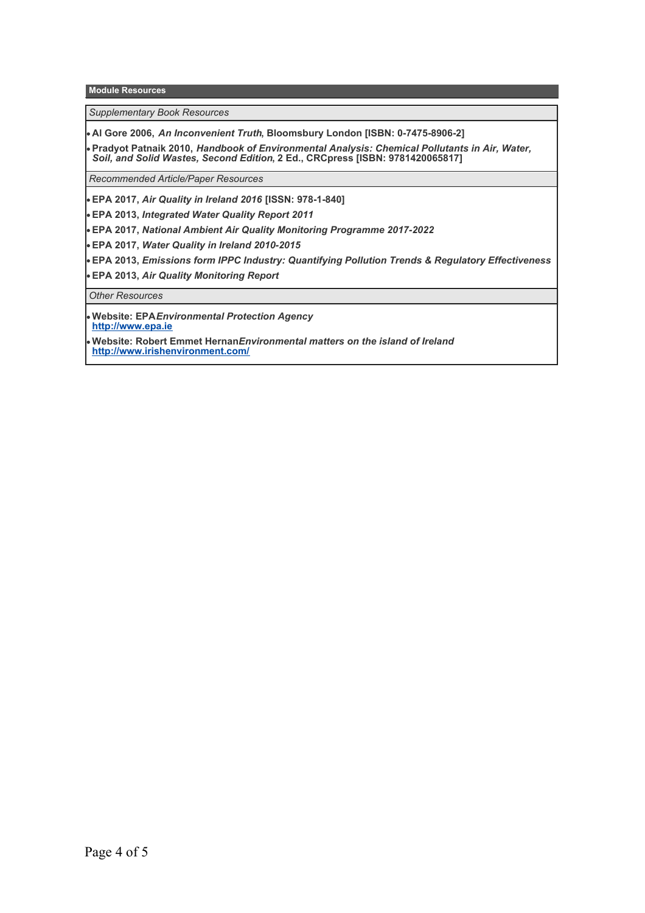## Module Resources

*Supplementary Book Resources*

- **Al Gore 2006, *An Inconvenient Truth*, Bloomsbury London [ISBN: 0-7475-8906-2]**
- **Pradyot Patnaik 2010, *Handbook of Environmental Analysis: Chemical Pollutants in Air, Water, Soil, and Solid Wastes, Second Edition*, 2 Ed., CRCpress [ISBN: 9781420065817]**

*Recommended Article/Paper Resources*

- **EPA 2017, *Air Quality in Ireland 2016* [ISSN: 978-1-840]**
- **EPA 2013, *Integrated Water Quality Report 2011***
- **EPA 2017, *National Ambient Air Quality Monitoring Programme 2017-2022***
- **EPA 2017, *Water Quality in Ireland 2010-2015***
- **EPA 2013, *Emissions form IPPC Industry: Quantifying Pollution Trends & Regulatory Effectiveness***
- **EPA 2013, *Air Quality Monitoring Report***

*Other Resources*

- **Website: EPA*Environmental Protection Agency***
  **[http://www.epa.ie](http://www.epa.ie)**
- **Website: Robert Emmet Hernan*Environmental matters on the island of Ireland***
  **[http://www.irishenvironment.com/](http://www.irishenvironment.com/)**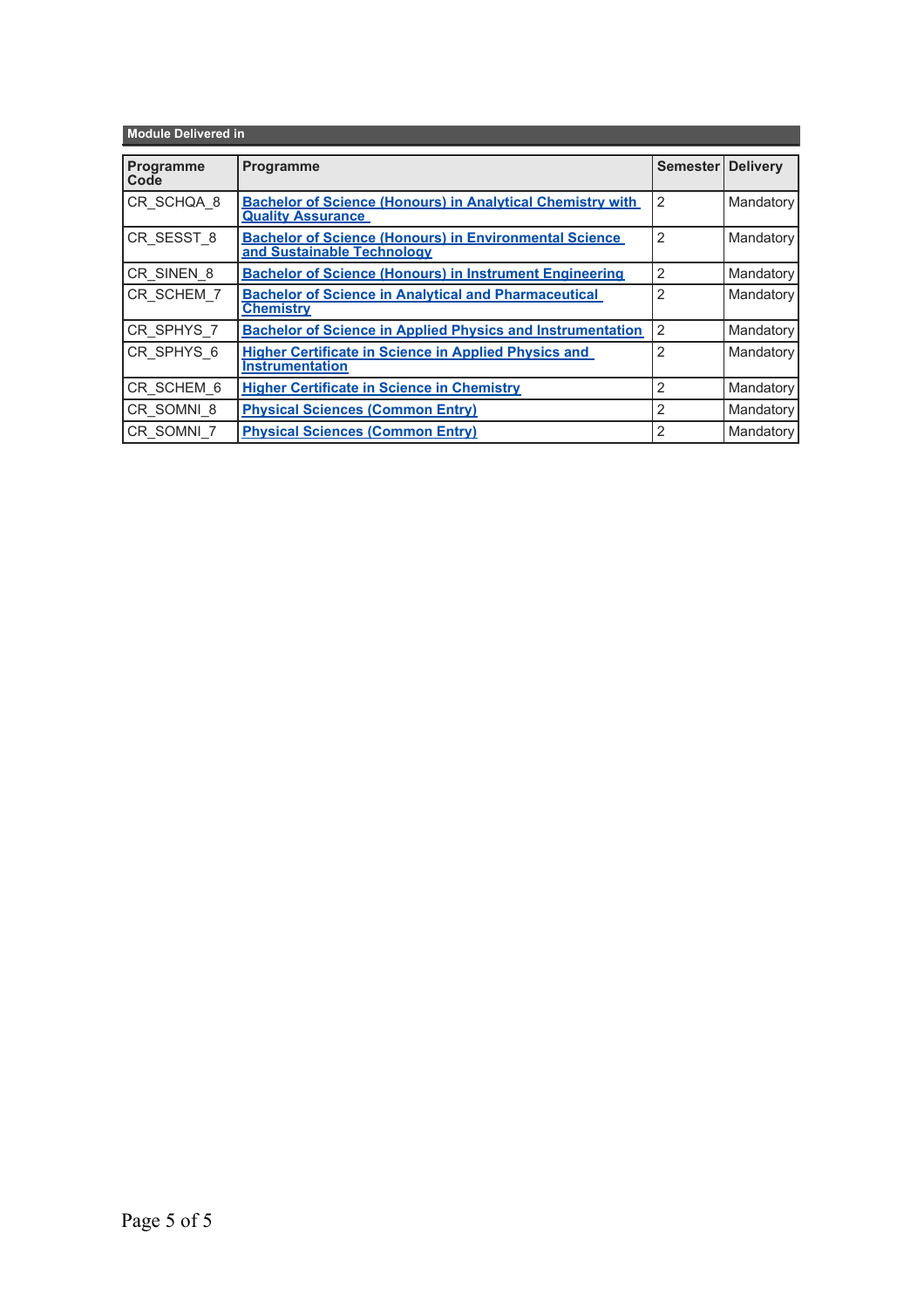### Module Delivered in

| Programme Code | Programme | Semester | Delivery |
|---|---|---|---|
| CR_SCHQA_8 | Bachelor of Science (Honours) in Analytical Chemistry with Quality Assurance | 2 | Mandatory |
| CR_SESST_8 | Bachelor of Science (Honours) in Environmental Science and Sustainable Technology | 2 | Mandatory |
| CR_SINEN_8 | Bachelor of Science (Honours) in Instrument Engineering | 2 | Mandatory |
| CR_SCHEM_7 | Bachelor of Science in Analytical and Pharmaceutical Chemistry | 2 | Mandatory |
| CR_SPHYS_7 | Bachelor of Science in Applied Physics and Instrumentation | 2 | Mandatory |
| CR_SPHYS_6 | Higher Certificate in Science in Applied Physics and Instrumentation | 2 | Mandatory |
| CR_SCHEM_6 | Higher Certificate in Science in Chemistry | 2 | Mandatory |
| CR_SOMNI_8 | Physical Sciences (Common Entry) | 2 | Mandatory |
| CR_SOMNI_7 | Physical Sciences (Common Entry) | 2 | Mandatory |